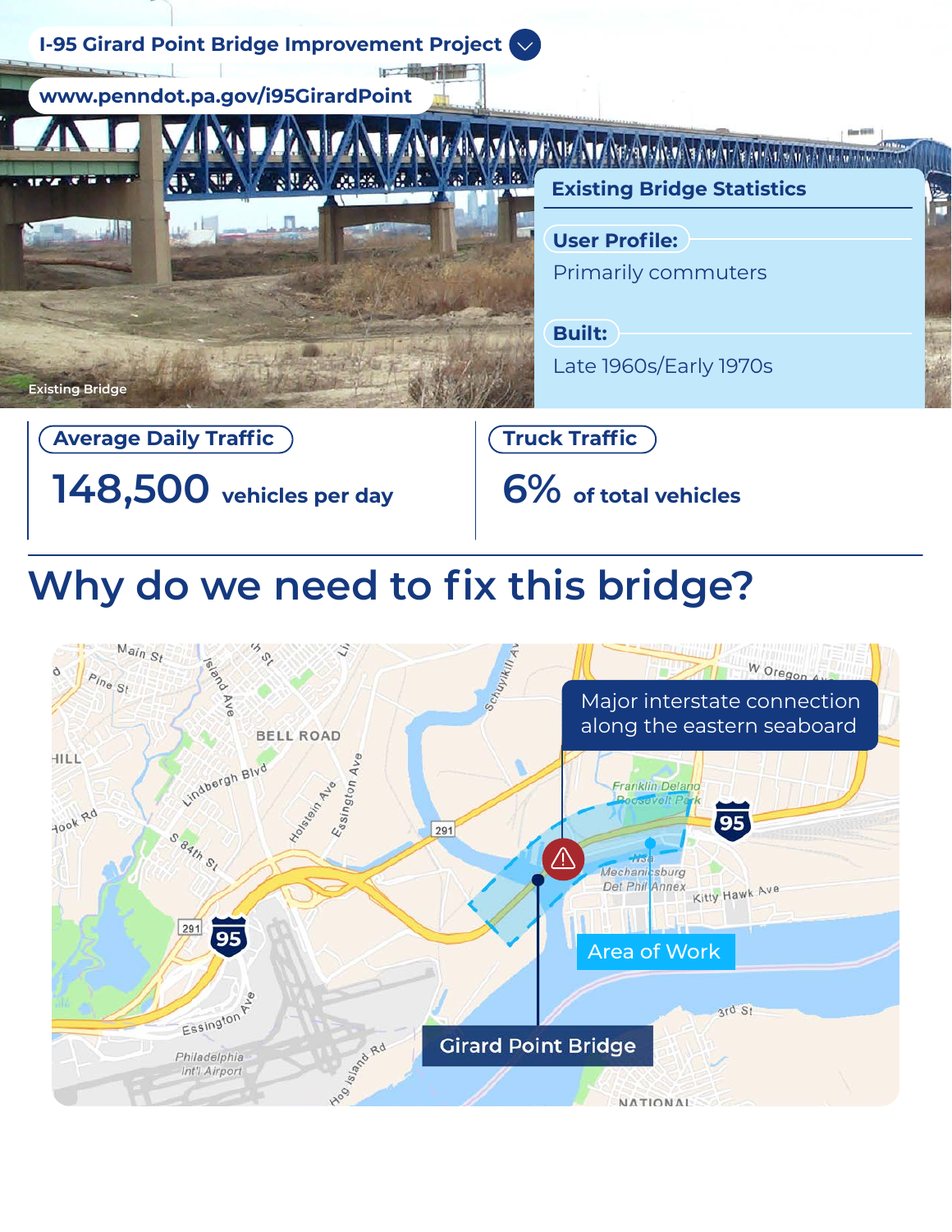# I-95 Girard Point Bridge Improvement Project

www.penndot.pa.gov/i95GirardPoint

Existing Bridge

## Existing Bridge Statistics

**User Profile:**

Primarily commuters

**Built:**

Late 1960s/Early 1970s

**Average Daily Traffic**

**148,500** vehicles per day

**Truck Traffic**

**6%** of total vehicles

## Why do we need to fix this bridge?

Major interstate connection along the eastern seaboard

Area of Work

Girard Point Bridge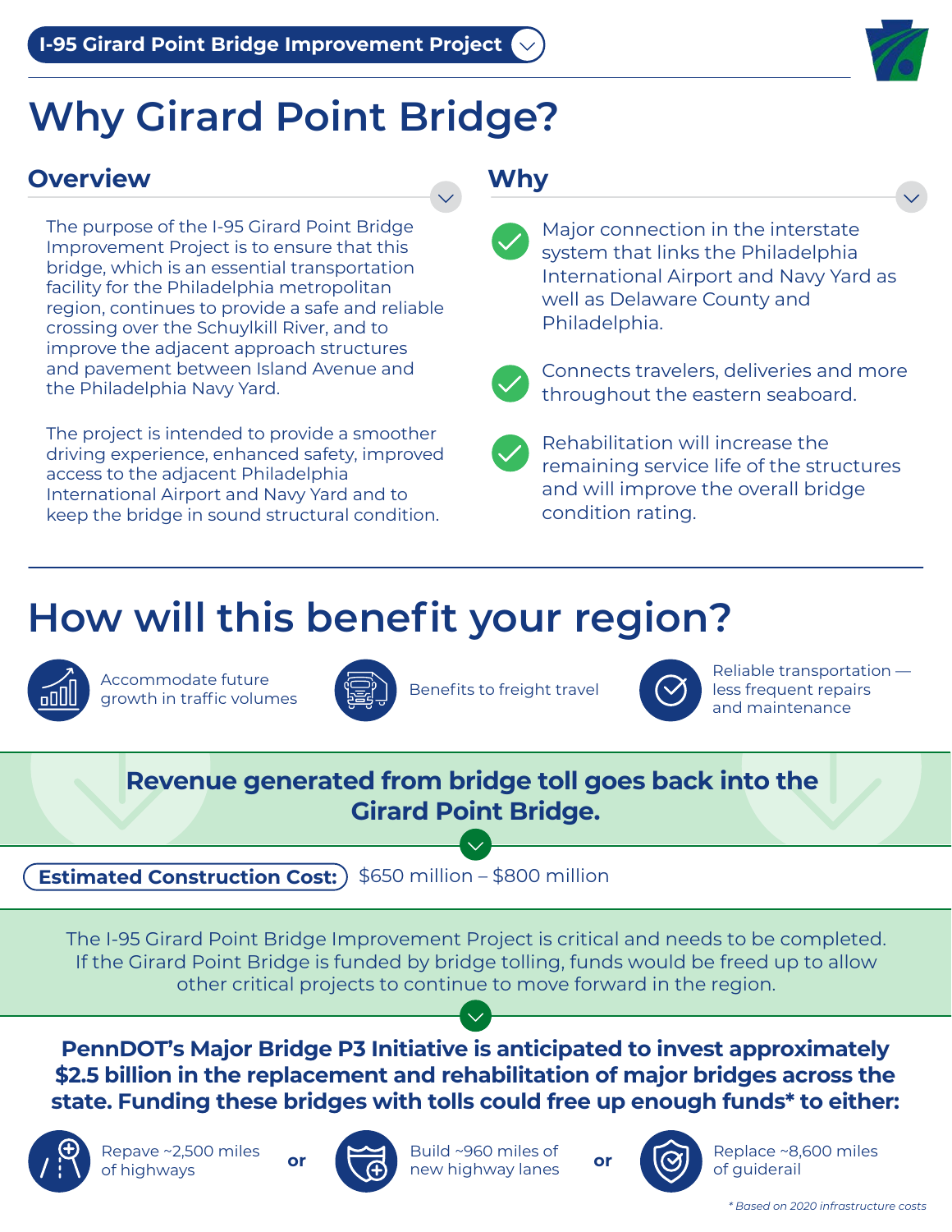**I-95 Girard Point Bridge Improvement Project**

# Why Girard Point Bridge?

## Overview

The purpose of the I-95 Girard Point Bridge Improvement Project is to ensure that this bridge, which is an essential transportation facility for the Philadelphia metropolitan region, continues to provide a safe and reliable crossing over the Schuylkill River, and to improve the adjacent approach structures and pavement between Island Avenue and the Philadelphia Navy Yard.

The project is intended to provide a smoother driving experience, enhanced safety, improved access to the adjacent Philadelphia International Airport and Navy Yard and to keep the bridge in sound structural condition.

## Why

- Major connection in the interstate system that links the Philadelphia International Airport and Navy Yard as well as Delaware County and Philadelphia.
- Connects travelers, deliveries and more throughout the eastern seaboard.
- Rehabilitation will increase the remaining service life of the structures and will improve the overall bridge condition rating.

# How will this benefit your region?

- Accommodate future growth in traffic volumes
- Benefits to freight travel
- Reliable transportation — less frequent repairs and maintenance

**Revenue generated from bridge toll goes back into the Girard Point Bridge.**

**Estimated Construction Cost:** $650 million – $800 million

The I-95 Girard Point Bridge Improvement Project is critical and needs to be completed. If the Girard Point Bridge is funded by bridge tolling, funds would be freed up to allow other critical projects to continue to move forward in the region.

**PennDOT's Major Bridge P3 Initiative is anticipated to invest approximately $2.5 billion in the replacement and rehabilitation of major bridges across the state. Funding these bridges with tolls could free up enough funds* to either:**

- Repave ~2,500 miles of highways

**or**

- Build ~960 miles of new highway lanes

**or**

- Replace ~8,600 miles of guiderail

*\* Based on 2020 infrastructure costs*